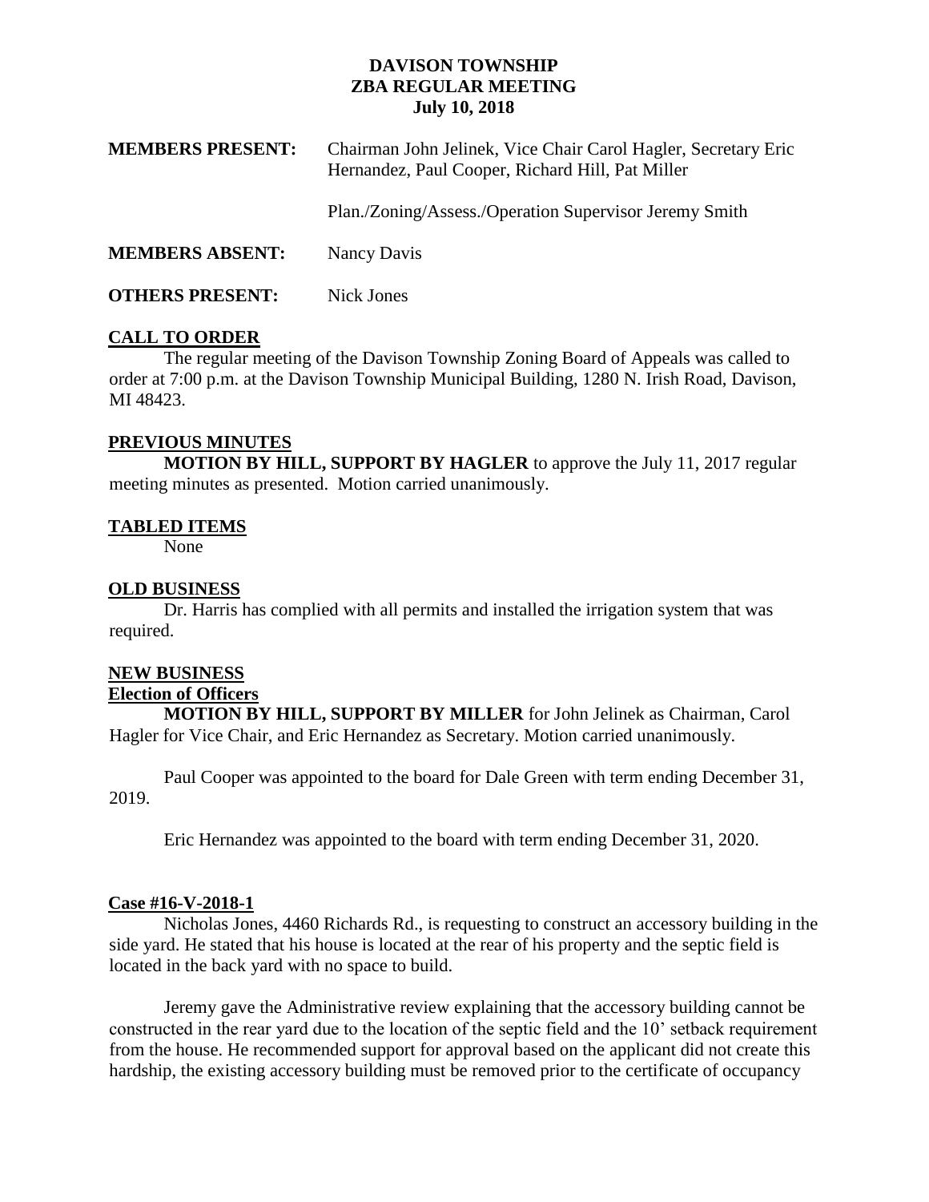# DAVISON TOWNSHIP
## ZBA REGULAR MEETING
### July 10, 2018

**MEMBERS PRESENT:** Chairman John Jelinek, Vice Chair Carol Hagler, Secretary Eric Hernandez, Paul Cooper, Richard Hill, Pat Miller

Plan./Zoning/Assess./Operation Supervisor Jeremy Smith

**MEMBERS ABSENT:** Nancy Davis

**OTHERS PRESENT:** Nick Jones

## CALL TO ORDER

The regular meeting of the Davison Township Zoning Board of Appeals was called to order at 7:00 p.m. at the Davison Township Municipal Building, 1280 N. Irish Road, Davison, MI 48423.

## PREVIOUS MINUTES

**MOTION BY HILL, SUPPORT BY HAGLER** to approve the July 11, 2017 regular meeting minutes as presented. Motion carried unanimously.

## TABLED ITEMS

None

## OLD BUSINESS

Dr. Harris has complied with all permits and installed the irrigation system that was required.

## NEW BUSINESS

### Election of Officers

**MOTION BY HILL, SUPPORT BY MILLER** for John Jelinek as Chairman, Carol Hagler for Vice Chair, and Eric Hernandez as Secretary. Motion carried unanimously.

Paul Cooper was appointed to the board for Dale Green with term ending December 31, 2019.

Eric Hernandez was appointed to the board with term ending December 31, 2020.

### Case #16-V-2018-1

Nicholas Jones, 4460 Richards Rd., is requesting to construct an accessory building in the side yard. He stated that his house is located at the rear of his property and the septic field is located in the back yard with no space to build.

Jeremy gave the Administrative review explaining that the accessory building cannot be constructed in the rear yard due to the location of the septic field and the 10' setback requirement from the house. He recommended support for approval based on the applicant did not create this hardship, the existing accessory building must be removed prior to the certificate of occupancy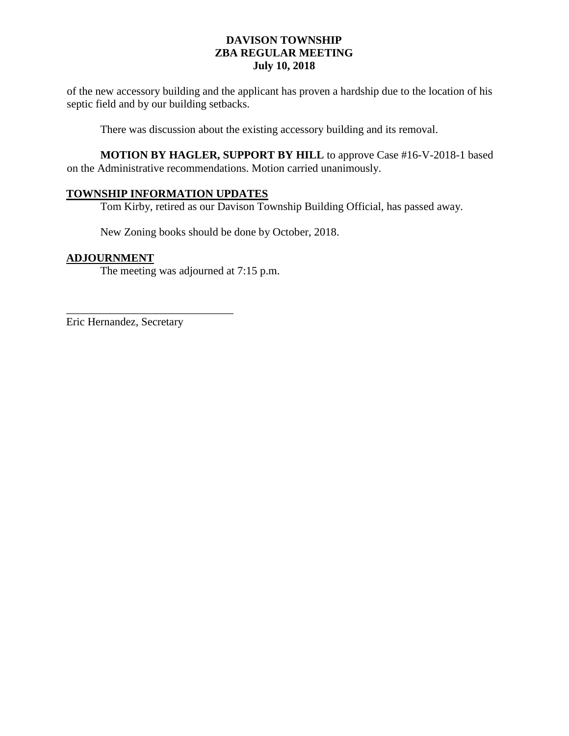of the new accessory building and the applicant has proven a hardship due to the location of his septic field and by our building setbacks.

There was discussion about the existing accessory building and its removal.

**MOTION BY HAGLER, SUPPORT BY HILL** to approve Case #16-V-2018-1 based on the Administrative recommendations. Motion carried unanimously.

## TOWNSHIP INFORMATION UPDATES

Tom Kirby, retired as our Davison Township Building Official, has passed away.

New Zoning books should be done by October, 2018.

## ADJOURNMENT

The meeting was adjourned at 7:15 p.m.

\_\_\_\_\_\_\_\_\_\_\_\_\_\_\_\_\_\_\_\_\_\_\_\_\_\_\_\_\_\_

Eric Hernandez, Secretary